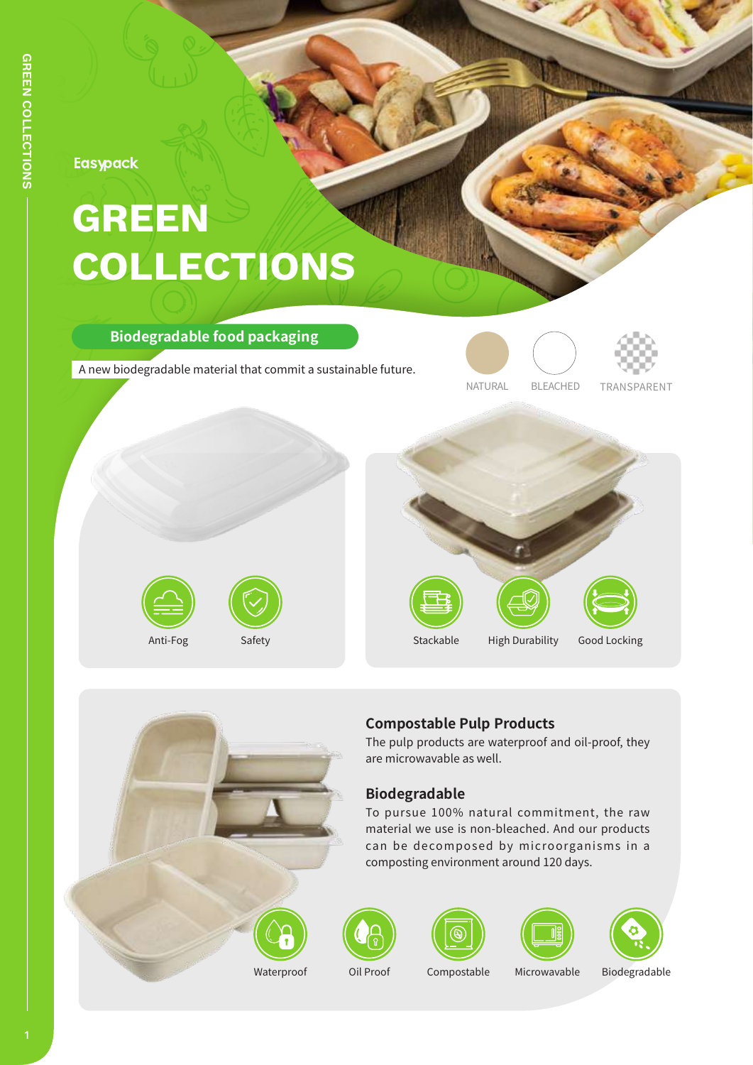Easypack

# GREEN COLLECTIONS

## Biodegradable food packaging

A new biodegradable material that commit a sustainable future.

NATURAL BLEACHED TRANSPARENT

Anti-Fog Safety

Stackable High Durability Good Locking

### Compostable Pulp Products

The pulp products are waterproof and oil-proof, they are microwavable as well.

### Biodegradable

To pursue 100% natural commitment, the raw material we use is non-bleached. And our products can be decomposed by microorganisms in a composting environment around 120 days.

Waterproof Oil Proof Compostable Microwavable Biodegradable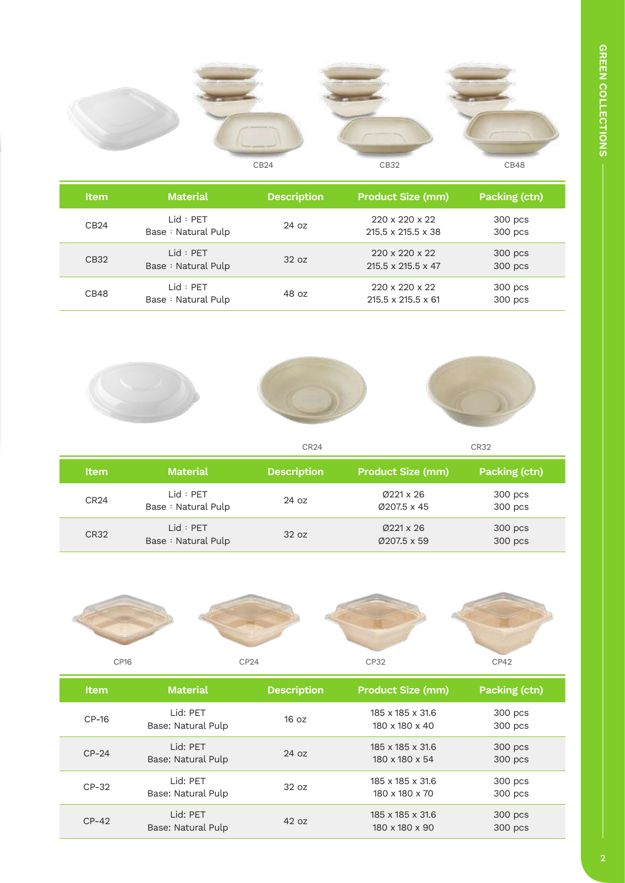CB24 CB32 CB48

| Item | Material | Description | Product Size (mm) | Packing (ctn) |
|---|---|---|---|---|
| CB24 | Lid：PET<br>Base：Natural Pulp | 24 oz | 220 x 220 x 22<br>215.5 x 215.5 x 38 | 300 pcs<br>300 pcs |
| CB32 | Lid：PET<br>Base：Natural Pulp | 32 oz | 220 x 220 x 22<br>215.5 x 215.5 x 47 | 300 pcs<br>300 pcs |
| CB48 | Lid：PET<br>Base：Natural Pulp | 48 oz | 220 x 220 x 22<br>215.5 x 215.5 x 61 | 300 pcs<br>300 pcs |

CR24 CR32

| Item | Material | Description | Product Size (mm) | Packing (ctn) |
|---|---|---|---|---|
| CR24 | Lid：PET<br>Base：Natural Pulp | 24 oz | Ø221 x 26<br>Ø207.5 x 45 | 300 pcs<br>300 pcs |
| CR32 | Lid：PET<br>Base：Natural Pulp | 32 oz | Ø221 x 26<br>Ø207.5 x 59 | 300 pcs<br>300 pcs |

CP16 CP24 CP32 CP42

| Item | Material | Description | Product Size (mm) | Packing (ctn) |
|---|---|---|---|---|
| CP-16 | Lid: PET<br>Base: Natural Pulp | 16 oz | 185 x 185 x 31.6<br>180 x 180 x 40 | 300 pcs<br>300 pcs |
| CP-24 | Lid: PET<br>Base: Natural Pulp | 24 oz | 185 x 185 x 31.6<br>180 x 180 x 54 | 300 pcs<br>300 pcs |
| CP-32 | Lid: PET<br>Base: Natural Pulp | 32 oz | 185 x 185 x 31.6<br>180 x 180 x 70 | 300 pcs<br>300 pcs |
| CP-42 | Lid: PET<br>Base: Natural Pulp | 42 oz | 185 x 185 x 31.6<br>180 x 180 x 90 | 300 pcs<br>300 pcs |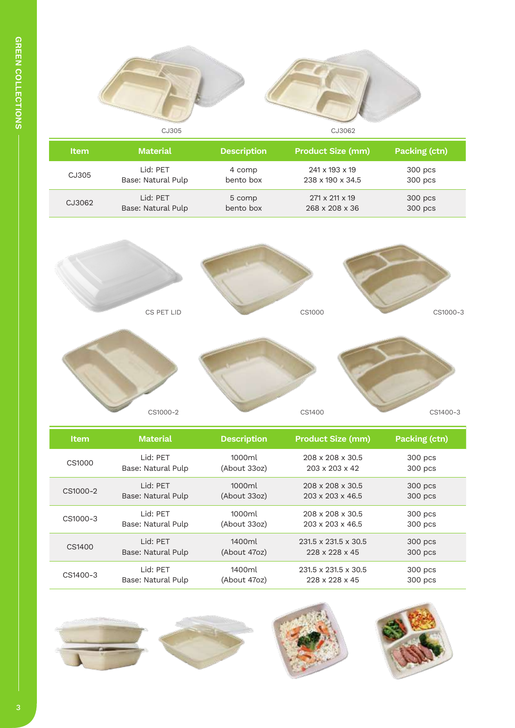CJ305

CJ3062

| Item | Material | Description | Product Size (mm) | Packing (ctn) |
|---|---|---|---|---|
| CJ305 | Lid: PET<br>Base: Natural Pulp | 4 comp<br>bento box | 241 x 193 x 19<br>238 x 190 x 34.5 | 300 pcs<br>300 pcs |
| CJ3062 | Lid: PET<br>Base: Natural Pulp | 5 comp<br>bento box | 271 x 211 x 19<br>268 x 208 x 36 | 300 pcs<br>300 pcs |

CS PET LID

CS1000

CS1000-3

CS1000-2

CS1400

CS1400-3

| Item | Material | Description | Product Size (mm) | Packing (ctn) |
|---|---|---|---|---|
| CS1000 | Lid: PET<br>Base: Natural Pulp | 1000ml<br>(About 33oz) | 208 x 208 x 30.5<br>203 x 203 x 42 | 300 pcs<br>300 pcs |
| CS1000-2 | Lid: PET<br>Base: Natural Pulp | 1000ml<br>(About 33oz) | 208 x 208 x 30.5<br>203 x 203 x 46.5 | 300 pcs<br>300 pcs |
| CS1000-3 | Lid: PET<br>Base: Natural Pulp | 1000ml<br>(About 33oz) | 208 x 208 x 30.5<br>203 x 203 x 46.5 | 300 pcs<br>300 pcs |
| CS1400 | Lid: PET<br>Base: Natural Pulp | 1400ml<br>(About 47oz) | 231.5 x 231.5 x 30.5<br>228 x 228 x 45 | 300 pcs<br>300 pcs |
| CS1400-3 | Lid: PET<br>Base: Natural Pulp | 1400ml<br>(About 47oz) | 231.5 x 231.5 x 30.5<br>228 x 228 x 45 | 300 pcs<br>300 pcs |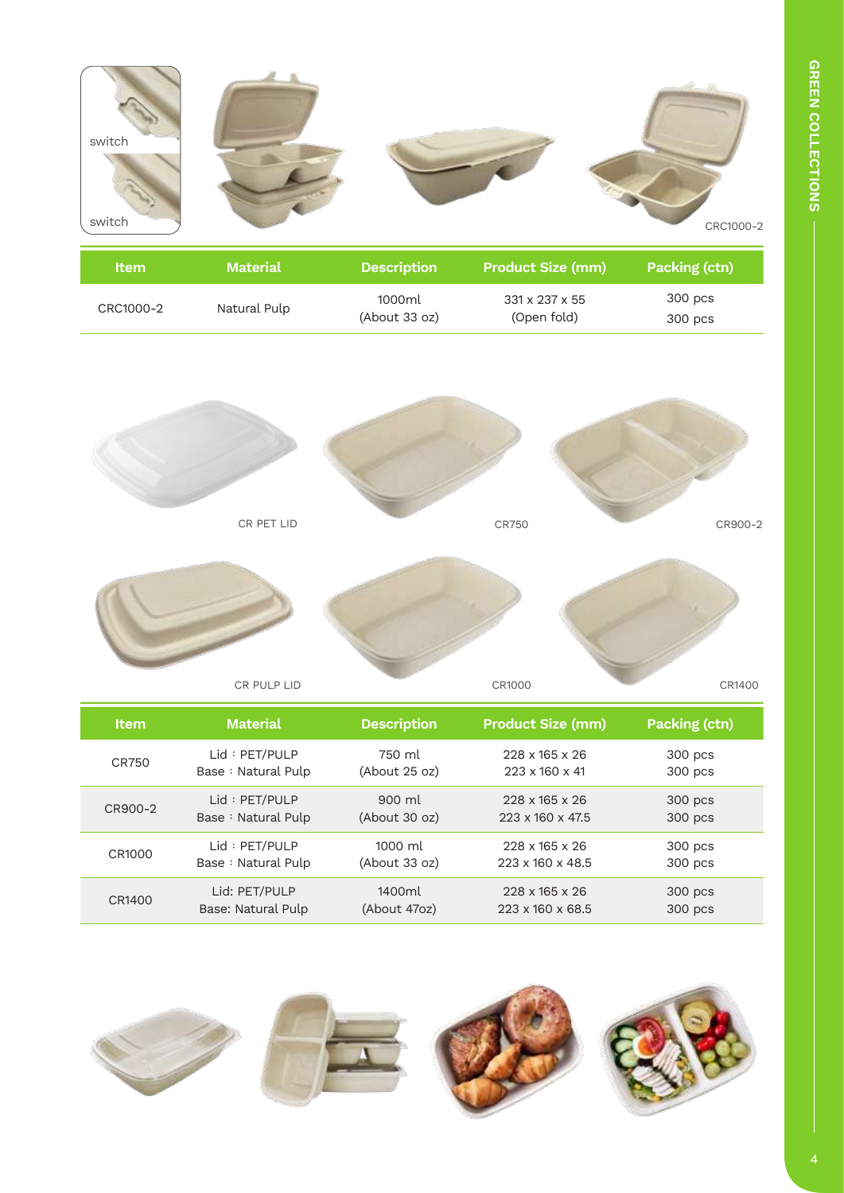switch

switch

CRC1000-2

| Item | Material | Description | Product Size (mm) | Packing (ctn) |
|---|---|---|---|---|
| CRC1000-2 | Natural Pulp | 1000ml (About 33 oz) | 331 x 237 x 55 (Open fold) | 300 pcs 300 pcs |

CR PET LID

CR750

CR900-2

CR PULP LID

CR1000

CR1400

| Item | Material | Description | Product Size (mm) | Packing (ctn) |
|---|---|---|---|---|
| CR750 | Lid：PET/PULP Base：Natural Pulp | 750 ml (About 25 oz) | 228 x 165 x 26 223 x 160 x 41 | 300 pcs 300 pcs |
| CR900-2 | Lid：PET/PULP Base：Natural Pulp | 900 ml (About 30 oz) | 228 x 165 x 26 223 x 160 x 47.5 | 300 pcs 300 pcs |
| CR1000 | Lid：PET/PULP Base：Natural Pulp | 1000 ml (About 33 oz) | 228 x 165 x 26 223 x 160 x 48.5 | 300 pcs 300 pcs |
| CR1400 | Lid: PET/PULP Base: Natural Pulp | 1400ml (About 47oz) | 228 x 165 x 26 223 x 160 x 68.5 | 300 pcs 300 pcs |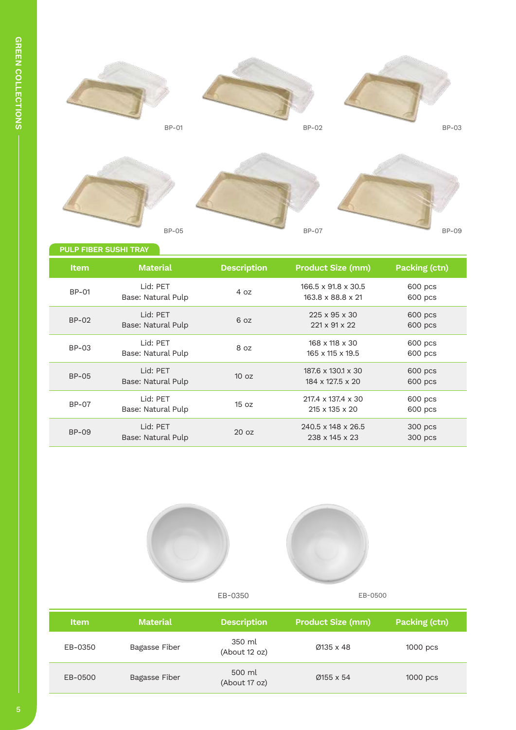BP-01 BP-02 BP-03

BP-05 BP-07 BP-09

## PULP FIBER SUSHI TRAY

| Item | Material | Description | Product Size (mm) | Packing (ctn) |
|---|---|---|---|---|
| BP-01 | Lid: PET<br>Base: Natural Pulp | 4 oz | 166.5 x 91.8 x 30.5<br>163.8 x 88.8 x 21 | 600 pcs<br>600 pcs |
| BP-02 | Lid: PET<br>Base: Natural Pulp | 6 oz | 225 x 95 x 30<br>221 x 91 x 22 | 600 pcs<br>600 pcs |
| BP-03 | Lid: PET<br>Base: Natural Pulp | 8 oz | 168 x 118 x 30<br>165 x 115 x 19.5 | 600 pcs<br>600 pcs |
| BP-05 | Lid: PET<br>Base: Natural Pulp | 10 oz | 187.6 x 130.1 x 30<br>184 x 127.5 x 20 | 600 pcs<br>600 pcs |
| BP-07 | Lid: PET<br>Base: Natural Pulp | 15 oz | 217.4 x 137.4 x 30<br>215 x 135 x 20 | 600 pcs<br>600 pcs |
| BP-09 | Lid: PET<br>Base: Natural Pulp | 20 oz | 240.5 x 148 x 26.5<br>238 x 145 x 23 | 300 pcs<br>300 pcs |

EB-0350 EB-0500

| Item | Material | Description | Product Size (mm) | Packing (ctn) |
|---|---|---|---|---|
| EB-0350 | Bagasse Fiber | 350 ml<br>(About 12 oz) | Ø135 x 48 | 1000 pcs |
| EB-0500 | Bagasse Fiber | 500 ml<br>(About 17 oz) | Ø155 x 54 | 1000 pcs |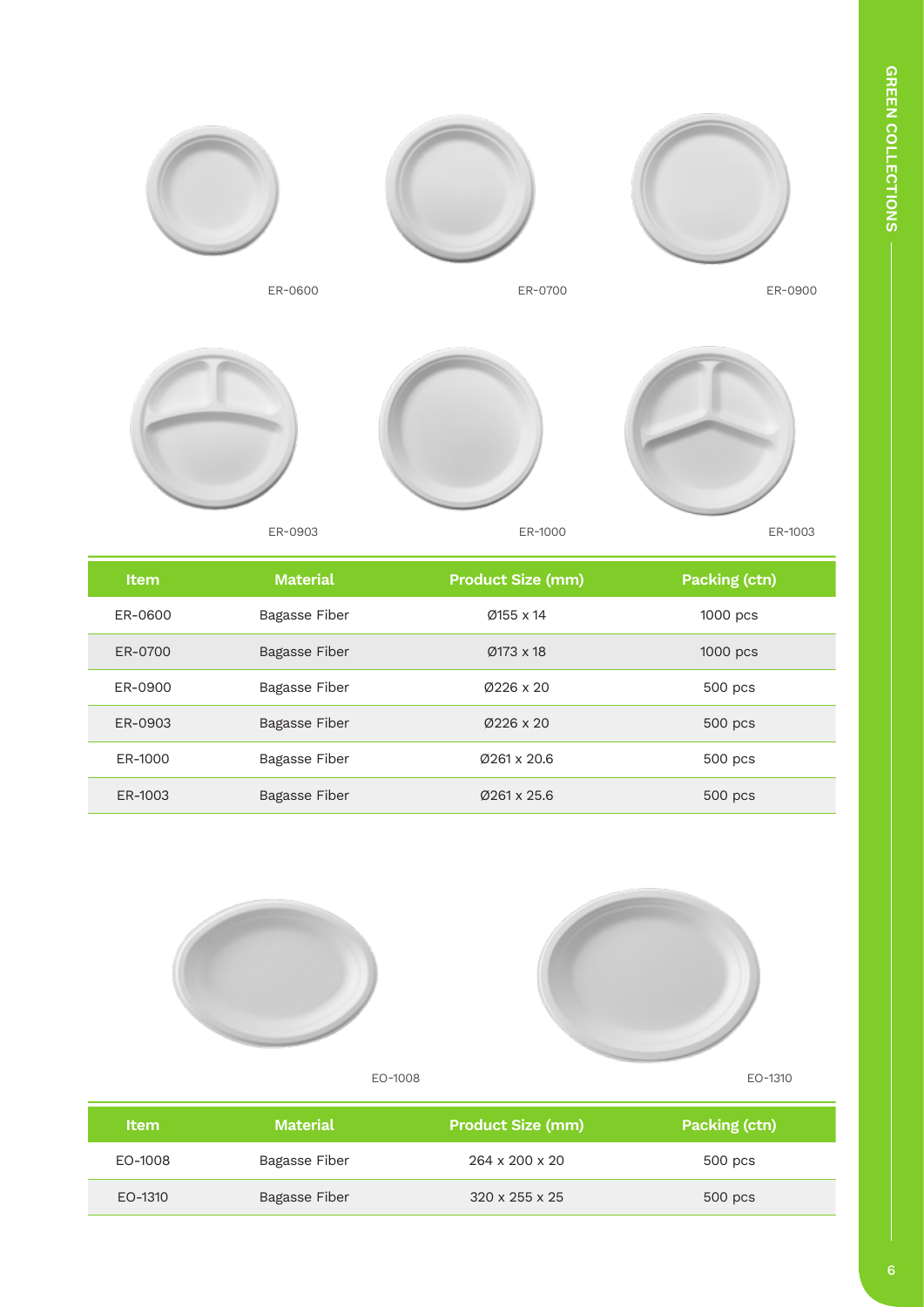ER-0600

ER-0700

ER-0900

ER-0903

ER-1000

ER-1003

| Item | Material | Product Size (mm) | Packing (ctn) |
| --- | --- | --- | --- |
| ER-0600 | Bagasse Fiber | Ø155 x 14 | 1000 pcs |
| ER-0700 | Bagasse Fiber | Ø173 x 18 | 1000 pcs |
| ER-0900 | Bagasse Fiber | Ø226 x 20 | 500 pcs |
| ER-0903 | Bagasse Fiber | Ø226 x 20 | 500 pcs |
| ER-1000 | Bagasse Fiber | Ø261 x 20.6 | 500 pcs |
| ER-1003 | Bagasse Fiber | Ø261 x 25.6 | 500 pcs |

EO-1008

EO-1310

| Item | Material | Product Size (mm) | Packing (ctn) |
| --- | --- | --- | --- |
| EO-1008 | Bagasse Fiber | 264 x 200 x 20 | 500 pcs |
| EO-1310 | Bagasse Fiber | 320 x 255 x 25 | 500 pcs |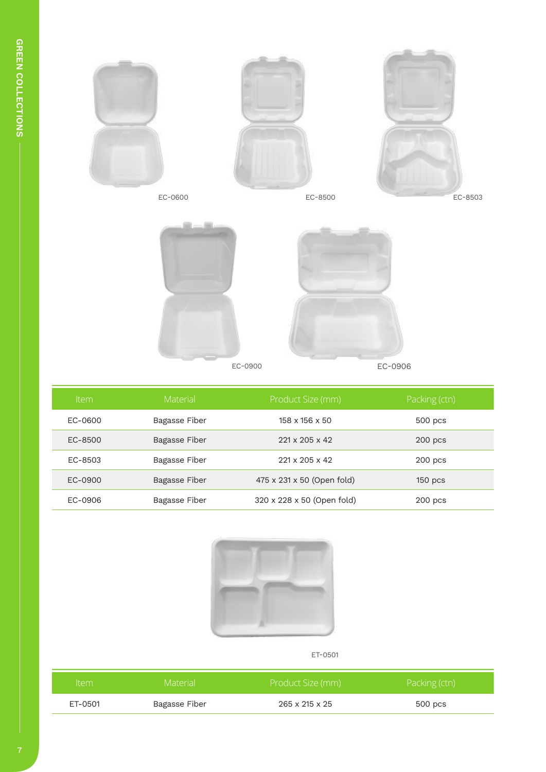EC-0600

EC-8500

EC-8503

EC-0900

EC-0906

| Item | Material | Product Size (mm) | Packing (ctn) |
|---|---|---|---|
| EC-0600 | Bagasse Fiber | 158 x 156 x 50 | 500 pcs |
| EC-8500 | Bagasse Fiber | 221 x 205 x 42 | 200 pcs |
| EC-8503 | Bagasse Fiber | 221 x 205 x 42 | 200 pcs |
| EC-0900 | Bagasse Fiber | 475 x 231 x 50 (Open fold) | 150 pcs |
| EC-0906 | Bagasse Fiber | 320 x 228 x 50 (Open fold) | 200 pcs |

ET-0501

| Item | Material | Product Size (mm) | Packing (ctn) |
|---|---|---|---|
| ET-0501 | Bagasse Fiber | 265 x 215 x 25 | 500 pcs |